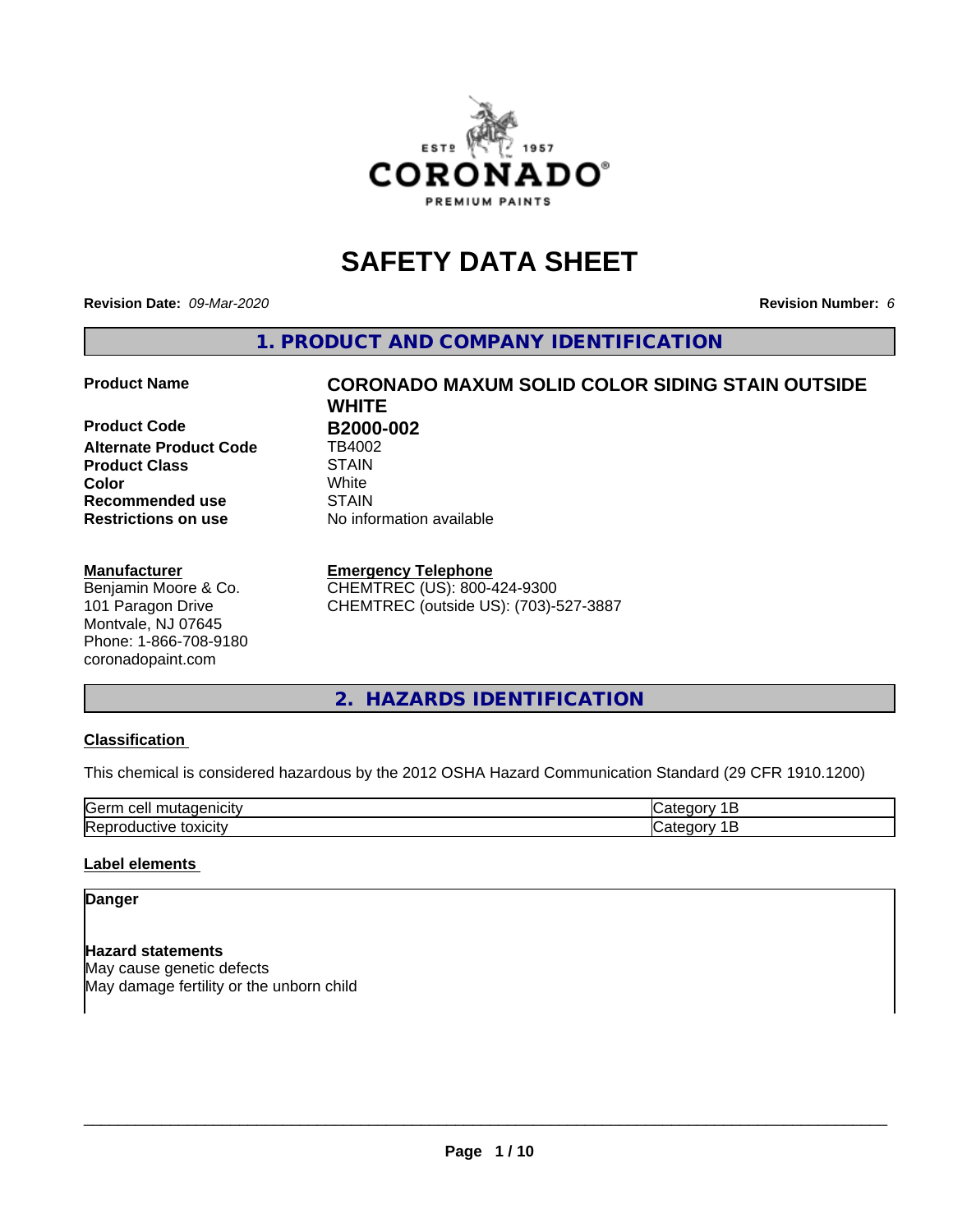# SAFETY DATA SHEET

**Revision Date:** *09-Mar-2020* **Revision Number:** *6*

## 1. PRODUCT AND COMPANY IDENTIFICATION

| | |
|---|---|
| **Product Name** | **CORONADO MAXUM SOLID COLOR SIDING STAIN OUTSIDE WHITE** |
| **Product Code** | **B2000-002** |
| **Alternate Product Code** | TB4002 |
| **Product Class** | STAIN |
| **Color** | White |
| **Recommended use** | STAIN |
| **Restrictions on use** | No information available |

**Manufacturer**
Benjamin Moore & Co.
101 Paragon Drive
Montvale, NJ 07645
Phone: 1-866-708-9180
coronadopaint.com

**Emergency Telephone**
CHEMTREC (US): 800-424-9300
CHEMTREC (outside US): (703)-527-3887

## 2. HAZARDS IDENTIFICATION

### Classification

This chemical is considered hazardous by the 2012 OSHA Hazard Communication Standard (29 CFR 1910.1200)

| | |
|---|---|
| Germ cell mutagenicity | Category 1B |
| Reproductive toxicity | Category 1B |

### Label elements

**Danger**

**Hazard statements**
May cause genetic defects
May damage fertility or the unborn child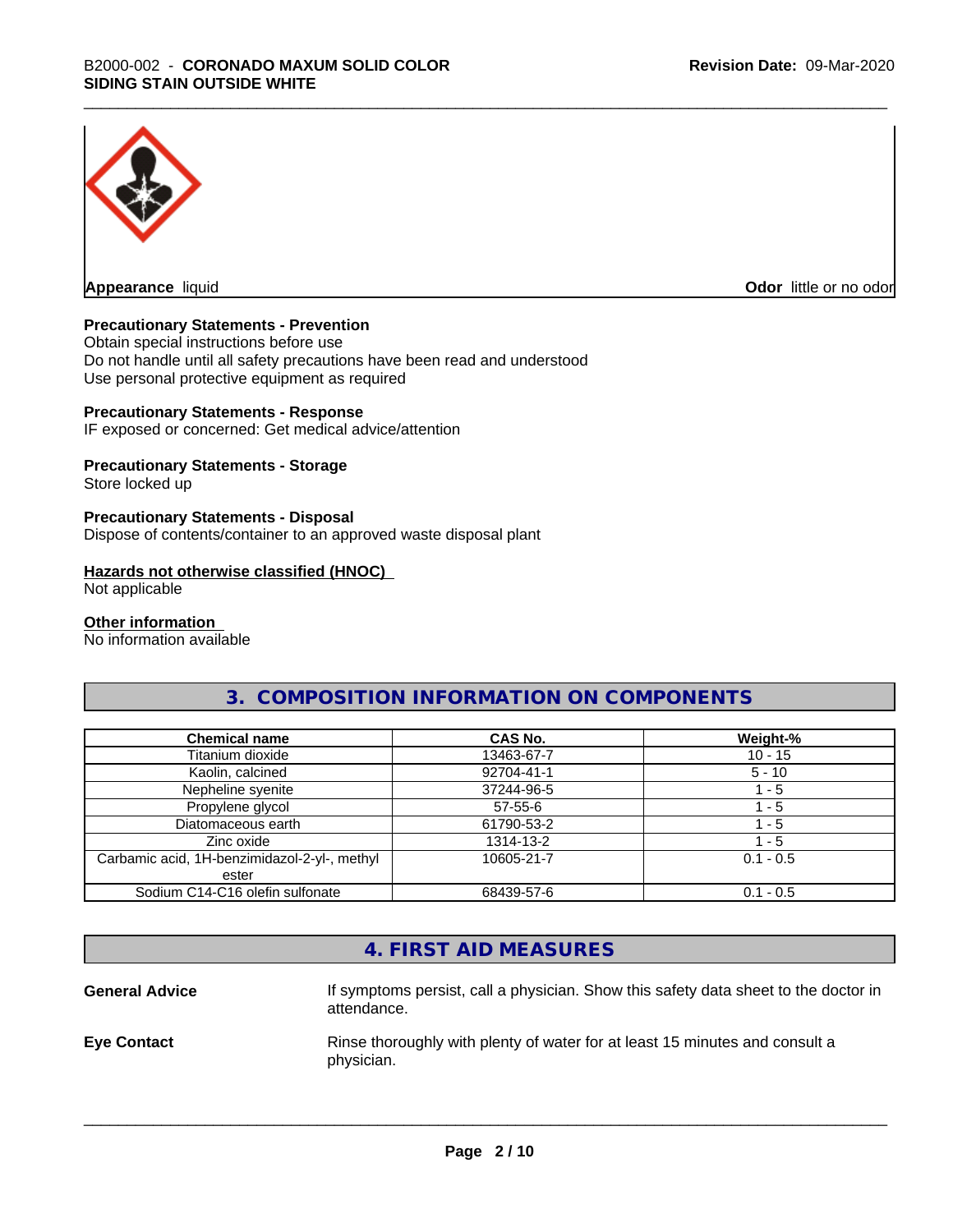**Appearance** liquid **Odor** little or no odor

**Precautionary Statements - Prevention**
Obtain special instructions before use
Do not handle until all safety precautions have been read and understood
Use personal protective equipment as required

**Precautionary Statements - Response**
IF exposed or concerned: Get medical advice/attention

**Precautionary Statements - Storage**
Store locked up

**Precautionary Statements - Disposal**
Dispose of contents/container to an approved waste disposal plant

**Hazards not otherwise classified (HNOC)**
Not applicable

**Other information**
No information available

## 3. COMPOSITION INFORMATION ON COMPONENTS

| Chemical name | CAS No. | Weight-% |
| --- | --- | --- |
| Titanium dioxide | 13463-67-7 | 10 - 15 |
| Kaolin, calcined | 92704-41-1 | 5 - 10 |
| Nepheline syenite | 37244-96-5 | 1 - 5 |
| Propylene glycol | 57-55-6 | 1 - 5 |
| Diatomaceous earth | 61790-53-2 | 1 - 5 |
| Zinc oxide | 1314-13-2 | 1 - 5 |
| Carbamic acid, 1H-benzimidazol-2-yl-, methyl ester | 10605-21-7 | 0.1 - 0.5 |
| Sodium C14-C16 olefin sulfonate | 68439-57-6 | 0.1 - 0.5 |

## 4. FIRST AID MEASURES

**General Advice** If symptoms persist, call a physician. Show this safety data sheet to the doctor in attendance.

**Eye Contact** Rinse thoroughly with plenty of water for at least 15 minutes and consult a physician.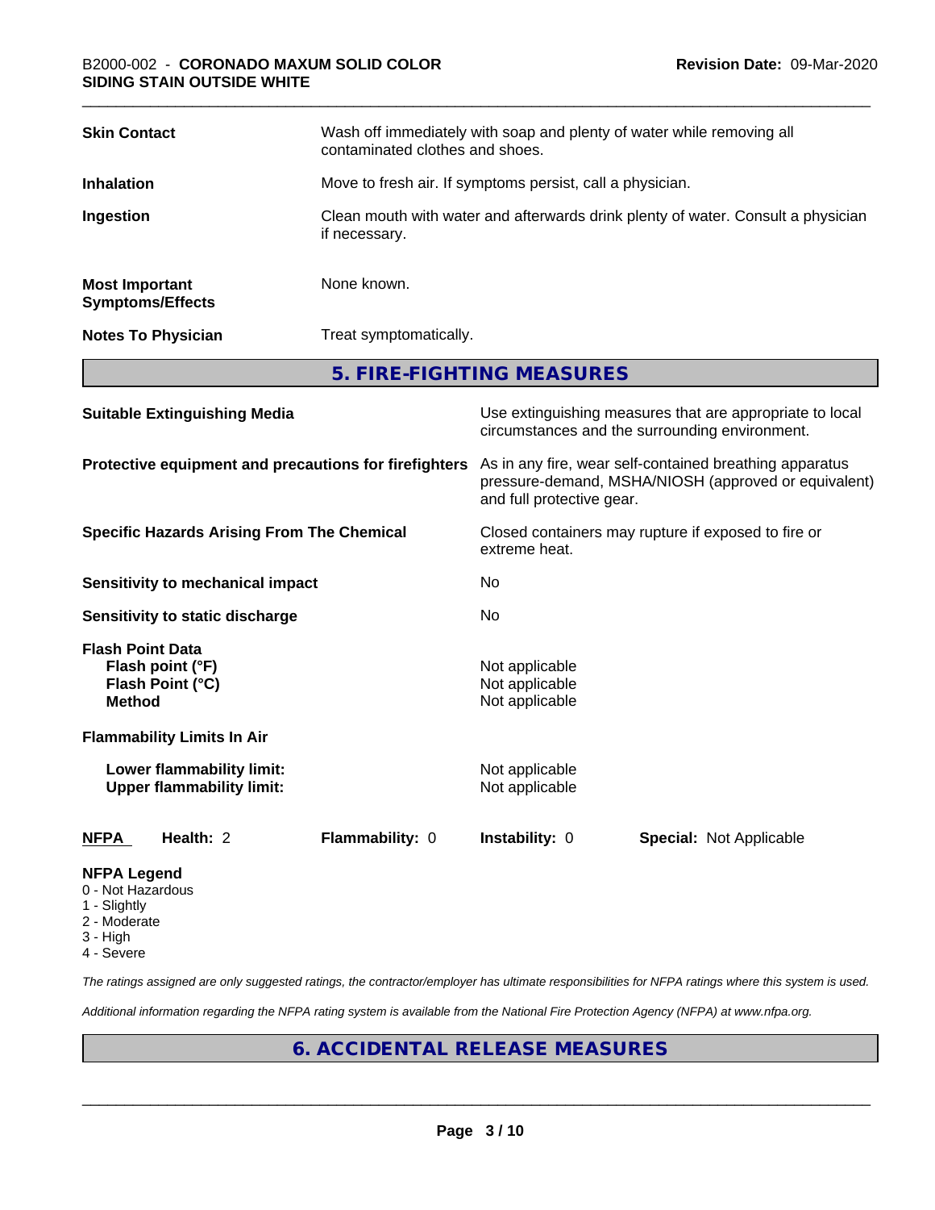| | |
|---|---|
| **Skin Contact** | Wash off immediately with soap and plenty of water while removing all contaminated clothes and shoes. |
| **Inhalation** | Move to fresh air. If symptoms persist, call a physician. |
| **Ingestion** | Clean mouth with water and afterwards drink plenty of water. Consult a physician if necessary. |
| **Most Important Symptoms/Effects** | None known. |
| **Notes To Physician** | Treat symptomatically. |

## 5. FIRE-FIGHTING MEASURES

| | |
|---|---|
| **Suitable Extinguishing Media** | Use extinguishing measures that are appropriate to local circumstances and the surrounding environment. |
| **Protective equipment and precautions for firefighters** | As in any fire, wear self-contained breathing apparatus pressure-demand, MSHA/NIOSH (approved or equivalent) and full protective gear. |
| **Specific Hazards Arising From The Chemical** | Closed containers may rupture if exposed to fire or extreme heat. |
| **Sensitivity to mechanical impact** | No |
| **Sensitivity to static discharge** | No |

**Flash Point Data**

| | |
|---|---|
| **Flash point (°F)** | Not applicable |
| **Flash Point (°C)** | Not applicable |
| **Method** | Not applicable |

**Flammability Limits In Air**

| | |
|---|---|
| **Lower flammability limit:** | Not applicable |
| **Upper flammability limit:** | Not applicable |

| **NFPA** | **Health:** 2 | **Flammability:** 0 | **Instability:** 0 | **Special:** Not Applicable |
|---|---|---|---|---|

**NFPA Legend**
- 0 - Not Hazardous
- 1 - Slightly
- 2 - Moderate
- 3 - High
- 4 - Severe

*The ratings assigned are only suggested ratings, the contractor/employer has ultimate responsibilities for NFPA ratings where this system is used.*

*Additional information regarding the NFPA rating system is available from the National Fire Protection Agency (NFPA) at www.nfpa.org.*

## 6. ACCIDENTAL RELEASE MEASURES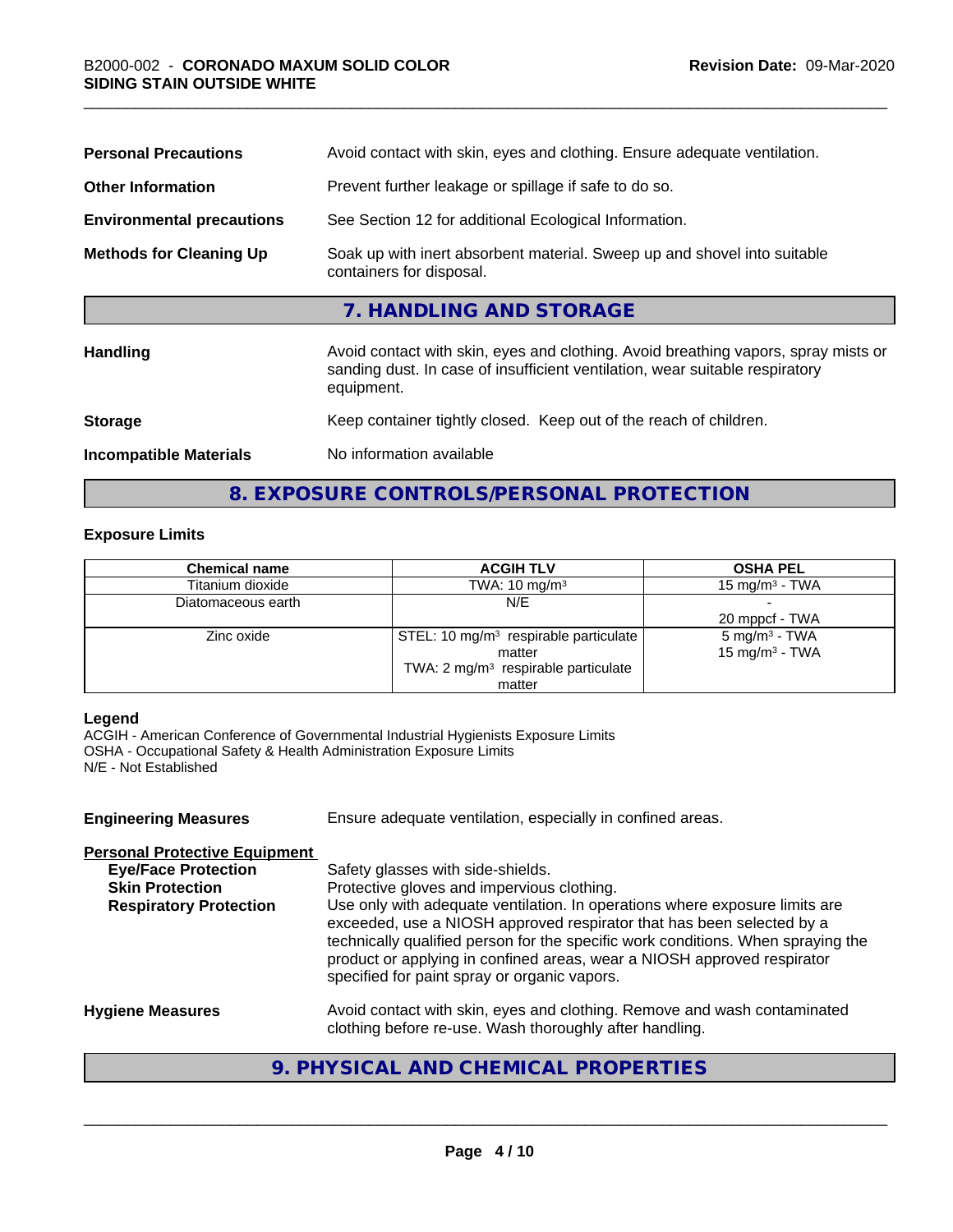| | |
|---|---|
| **Personal Precautions** | Avoid contact with skin, eyes and clothing. Ensure adequate ventilation. |
| **Other Information** | Prevent further leakage or spillage if safe to do so. |
| **Environmental precautions** | See Section 12 for additional Ecological Information. |
| **Methods for Cleaning Up** | Soak up with inert absorbent material. Sweep up and shovel into suitable containers for disposal. |

## 7. HANDLING AND STORAGE

| | |
|---|---|
| **Handling** | Avoid contact with skin, eyes and clothing. Avoid breathing vapors, spray mists or sanding dust. In case of insufficient ventilation, wear suitable respiratory equipment. |
| **Storage** | Keep container tightly closed. Keep out of the reach of children. |
| **Incompatible Materials** | No information available |

## 8. EXPOSURE CONTROLS/PERSONAL PROTECTION

### Exposure Limits

| Chemical name | ACGIH TLV | OSHA PEL |
|---|---|---|
| Titanium dioxide | TWA: 10 mg/m³ | 15 mg/m³ - TWA |
| Diatomaceous earth | N/E | -<br>20 mppcf - TWA |
| Zinc oxide | STEL: 10 mg/m³ respirable particulate matter<br>TWA: 2 mg/m³ respirable particulate matter | 5 mg/m³ - TWA<br>15 mg/m³ - TWA |

**Legend**
ACGIH - American Conference of Governmental Industrial Hygienists Exposure Limits
OSHA - Occupational Safety & Health Administration Exposure Limits
N/E - Not Established

**Engineering Measures** Ensure adequate ventilation, especially in confined areas.

**Personal Protective Equipment**

| | |
|---|---|
| **Eye/Face Protection** | Safety glasses with side-shields. |
| **Skin Protection** | Protective gloves and impervious clothing. |
| **Respiratory Protection** | Use only with adequate ventilation. In operations where exposure limits are exceeded, use a NIOSH approved respirator that has been selected by a technically qualified person for the specific work conditions. When spraying the product or applying in confined areas, wear a NIOSH approved respirator specified for paint spray or organic vapors. |

**Hygiene Measures** Avoid contact with skin, eyes and clothing. Remove and wash contaminated clothing before re-use. Wash thoroughly after handling.

## 9. PHYSICAL AND CHEMICAL PROPERTIES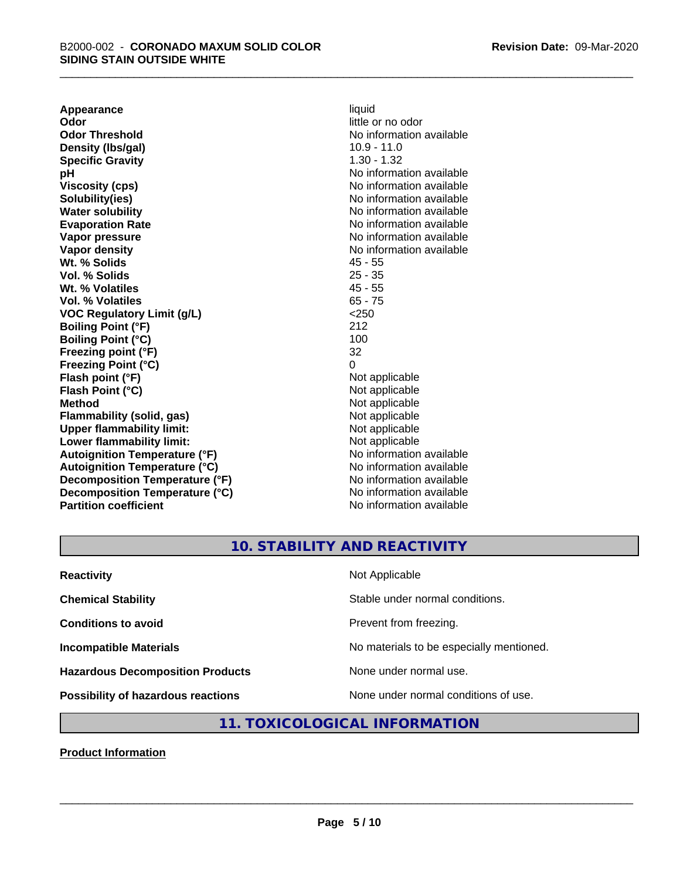| | |
|---|---|
| **Appearance** | liquid |
| **Odor** | little or no odor |
| **Odor Threshold** | No information available |
| **Density (lbs/gal)** | 10.9 - 11.0 |
| **Specific Gravity** | 1.30 - 1.32 |
| **pH** | No information available |
| **Viscosity (cps)** | No information available |
| **Solubility(ies)** | No information available |
| **Water solubility** | No information available |
| **Evaporation Rate** | No information available |
| **Vapor pressure** | No information available |
| **Vapor density** | No information available |
| **Wt. % Solids** | 45 - 55 |
| **Vol. % Solids** | 25 - 35 |
| **Wt. % Volatiles** | 45 - 55 |
| **Vol. % Volatiles** | 65 - 75 |
| **VOC Regulatory Limit (g/L)** | <250 |
| **Boiling Point (°F)** | 212 |
| **Boiling Point (°C)** | 100 |
| **Freezing point (°F)** | 32 |
| **Freezing Point (°C)** | 0 |
| **Flash point (°F)** | Not applicable |
| **Flash Point (°C)** | Not applicable |
| **Method** | Not applicable |
| **Flammability (solid, gas)** | Not applicable |
| **Upper flammability limit:** | Not applicable |
| **Lower flammability limit:** | Not applicable |
| **Autoignition Temperature (°F)** | No information available |
| **Autoignition Temperature (°C)** | No information available |
| **Decomposition Temperature (°F)** | No information available |
| **Decomposition Temperature (°C)** | No information available |
| **Partition coefficient** | No information available |

## 10. STABILITY AND REACTIVITY

| | |
|---|---|
| **Reactivity** | Not Applicable |
| **Chemical Stability** | Stable under normal conditions. |
| **Conditions to avoid** | Prevent from freezing. |
| **Incompatible Materials** | No materials to be especially mentioned. |
| **Hazardous Decomposition Products** | None under normal use. |
| **Possibility of hazardous reactions** | None under normal conditions of use. |

## 11. TOXICOLOGICAL INFORMATION

**Product Information**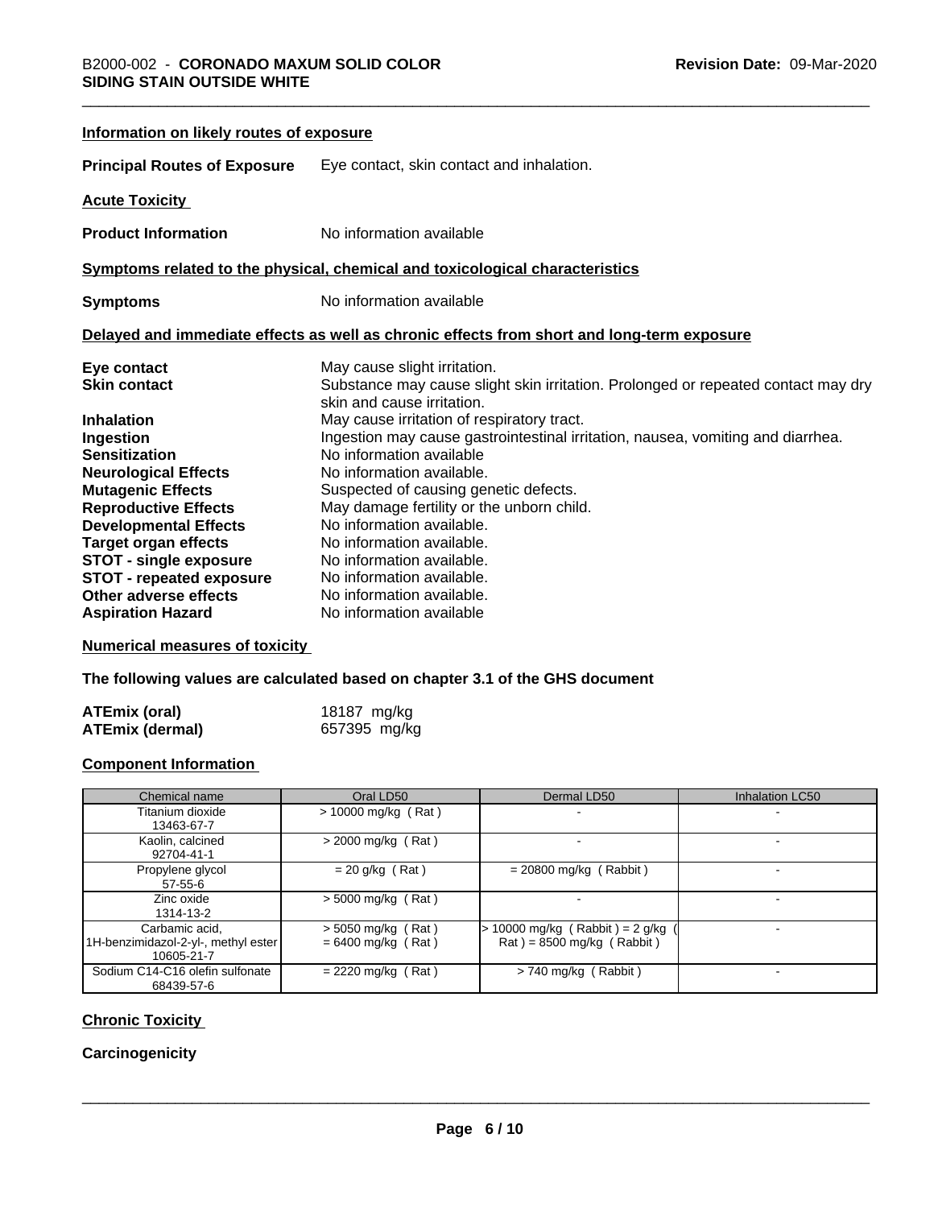**Information on likely routes of exposure**

**Principal Routes of Exposure** Eye contact, skin contact and inhalation.

**Acute Toxicity**

**Product Information** No information available

**Symptoms related to the physical, chemical and toxicological characteristics**

**Symptoms** No information available

**Delayed and immediate effects as well as chronic effects from short and long-term exposure**

**Eye contact** May cause slight irritation.
**Skin contact** Substance may cause slight skin irritation. Prolonged or repeated contact may dry skin and cause irritation.
**Inhalation** May cause irritation of respiratory tract.
**Ingestion** Ingestion may cause gastrointestinal irritation, nausea, vomiting and diarrhea.
**Sensitization** No information available
**Neurological Effects** No information available.
**Mutagenic Effects** Suspected of causing genetic defects.
**Reproductive Effects** May damage fertility or the unborn child.
**Developmental Effects** No information available.
**Target organ effects** No information available.
**STOT - single exposure** No information available.
**STOT - repeated exposure** No information available.
**Other adverse effects** No information available.
**Aspiration Hazard** No information available

**Numerical measures of toxicity**

**The following values are calculated based on chapter 3.1 of the GHS document**

**ATEmix (oral)** 18187 mg/kg
**ATEmix (dermal)** 657395 mg/kg

**Component Information**

| Chemical name | Oral LD50 | Dermal LD50 | Inhalation LC50 |
|---|---|---|---|
| Titanium dioxide 13463-67-7 | > 10000 mg/kg ( Rat ) | - | - |
| Kaolin, calcined 92704-41-1 | > 2000 mg/kg ( Rat ) | - | - |
| Propylene glycol 57-55-6 | = 20 g/kg ( Rat ) | = 20800 mg/kg ( Rabbit ) | - |
| Zinc oxide 1314-13-2 | > 5000 mg/kg ( Rat ) | - | - |
| Carbamic acid, 1H-benzimidazol-2-yl-, methyl ester 10605-21-7 | > 5050 mg/kg ( Rat ) = 6400 mg/kg ( Rat ) | > 10000 mg/kg ( Rabbit ) = 2 g/kg ( Rat ) = 8500 mg/kg ( Rabbit ) | - |
| Sodium C14-C16 olefin sulfonate 68439-57-6 | = 2220 mg/kg ( Rat ) | > 740 mg/kg ( Rabbit ) | - |

**Chronic Toxicity**

**Carcinogenicity**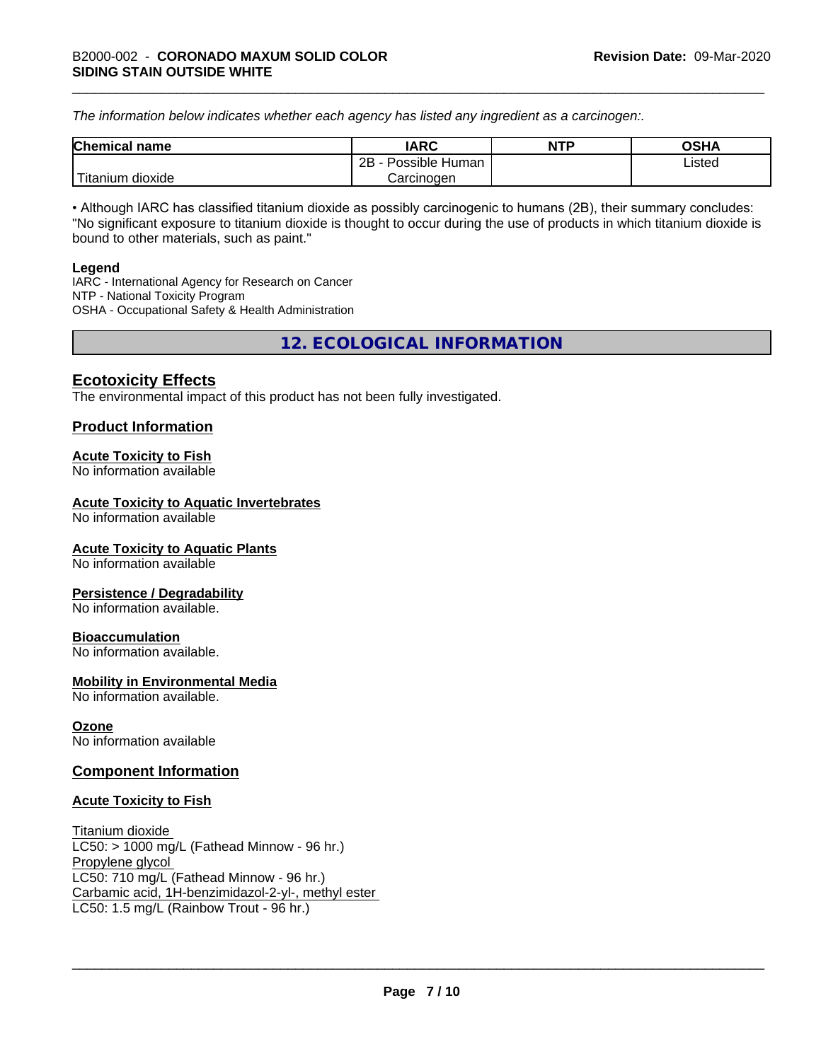*The information below indicates whether each agency has listed any ingredient as a carcinogen:.*

| Chemical name | IARC | NTP | OSHA |
|---|---|---|---|
| Titanium dioxide | 2B - Possible Human Carcinogen | | Listed |

• Although IARC has classified titanium dioxide as possibly carcinogenic to humans (2B), their summary concludes: "No significant exposure to titanium dioxide is thought to occur during the use of products in which titanium dioxide is bound to other materials, such as paint."

**Legend**

IARC - International Agency for Research on Cancer
NTP - National Toxicity Program
OSHA - Occupational Safety & Health Administration

## 12. ECOLOGICAL INFORMATION

### Ecotoxicity Effects

The environmental impact of this product has not been fully investigated.

### Product Information

**Acute Toxicity to Fish**
No information available

**Acute Toxicity to Aquatic Invertebrates**
No information available

**Acute Toxicity to Aquatic Plants**
No information available

**Persistence / Degradability**
No information available.

**Bioaccumulation**
No information available.

**Mobility in Environmental Media**
No information available.

**Ozone**
No information available

### Component Information

**Acute Toxicity to Fish**

Titanium dioxide
LC50: > 1000 mg/L (Fathead Minnow - 96 hr.)
Propylene glycol
LC50: 710 mg/L (Fathead Minnow - 96 hr.)
Carbamic acid, 1H-benzimidazol-2-yl-, methyl ester
LC50: 1.5 mg/L (Rainbow Trout - 96 hr.)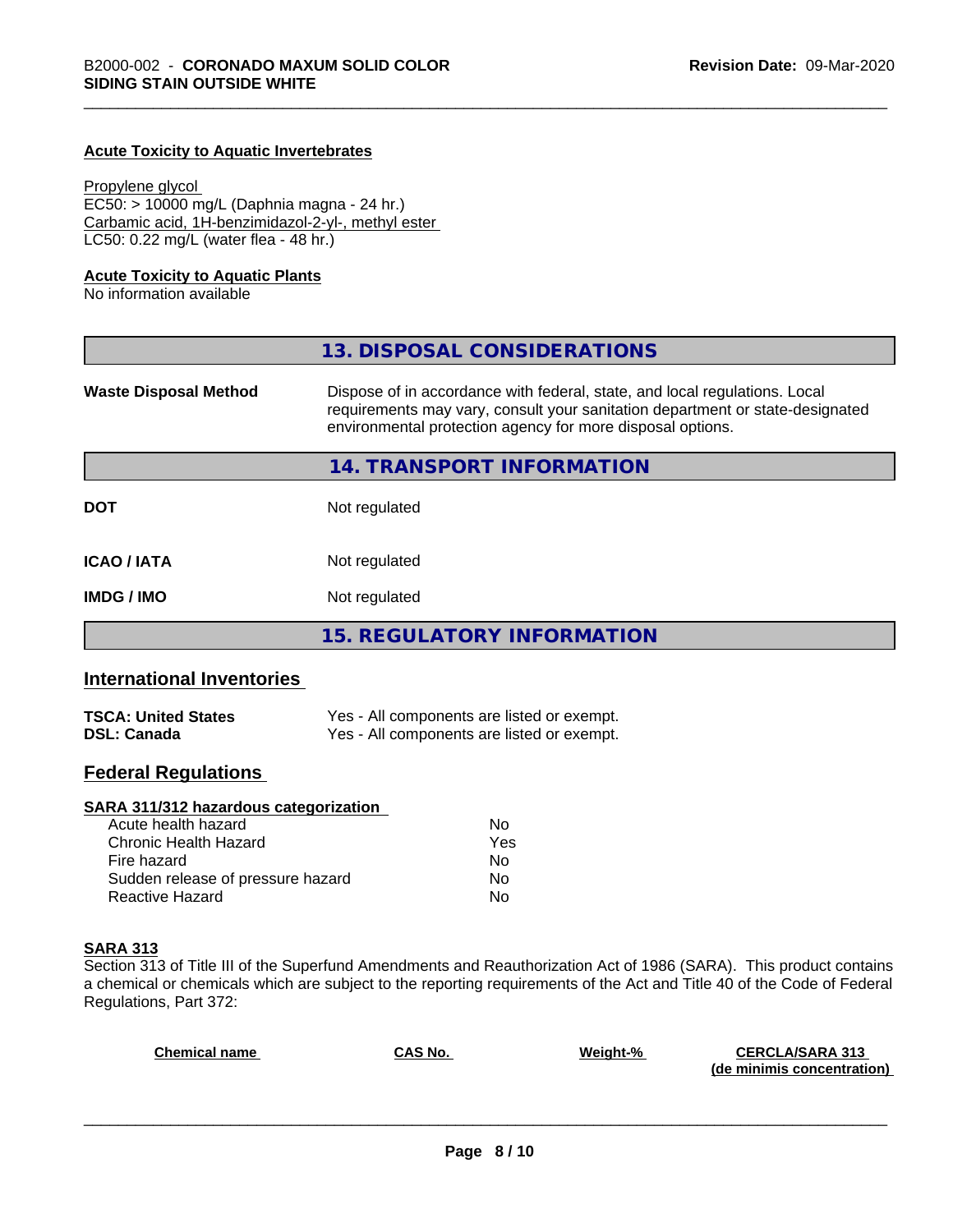#### Acute Toxicity to Aquatic Invertebrates

Propylene glycol
EC50: > 10000 mg/L (Daphnia magna - 24 hr.)
Carbamic acid, 1H-benzimidazol-2-yl-, methyl ester
LC50: 0.22 mg/L (water flea - 48 hr.)

#### Acute Toxicity to Aquatic Plants

No information available

## 13. DISPOSAL CONSIDERATIONS

| | |
|---|---|
| **Waste Disposal Method** | Dispose of in accordance with federal, state, and local regulations. Local requirements may vary, consult your sanitation department or state-designated environmental protection agency for more disposal options. |

## 14. TRANSPORT INFORMATION

| | |
|---|---|
| **DOT** | Not regulated |
| **ICAO / IATA** | Not regulated |
| **IMDG / IMO** | Not regulated |

## 15. REGULATORY INFORMATION

### International Inventories

| | |
|---|---|
| **TSCA: United States** | Yes - All components are listed or exempt. |
| **DSL: Canada** | Yes - All components are listed or exempt. |

### Federal Regulations

#### SARA 311/312 hazardous categorization

| | |
|---|---|
| Acute health hazard | No |
| Chronic Health Hazard | Yes |
| Fire hazard | No |
| Sudden release of pressure hazard | No |
| Reactive Hazard | No |

#### SARA 313

Section 313 of Title III of the Superfund Amendments and Reauthorization Act of 1986 (SARA). This product contains a chemical or chemicals which are subject to the reporting requirements of the Act and Title 40 of the Code of Federal Regulations, Part 372:

| Chemical name | CAS No. | Weight-% | CERCLA/SARA 313 (de minimis concentration) |
|---|---|---|---|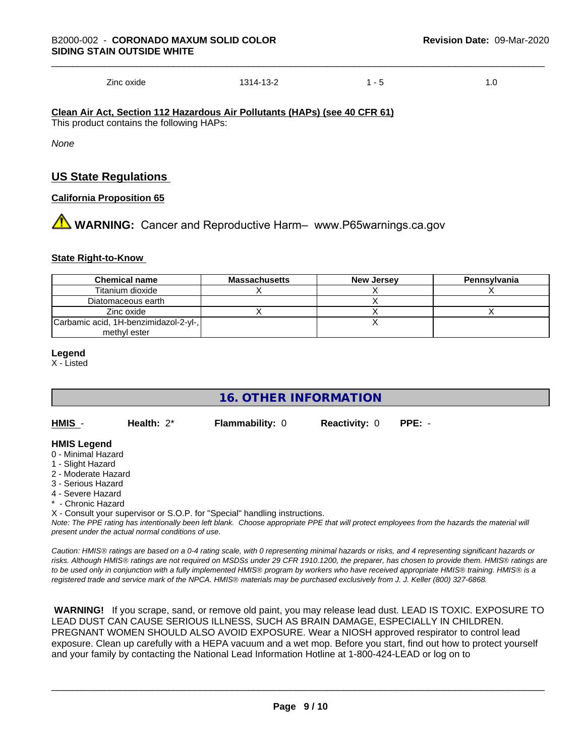| Zinc oxide | 1314-13-2 | 1 - 5 | 1.0 |
|---|---|---|---|

**Clean Air Act, Section 112 Hazardous Air Pollutants (HAPs) (see 40 CFR 61)**

This product contains the following HAPs:

*None*

## US State Regulations

### California Proposition 65

⚠ **WARNING:** Cancer and Reproductive Harm– www.P65warnings.ca.gov

### State Right-to-Know

| Chemical name | Massachusetts | New Jersey | Pennsylvania |
|---|---|---|---|
| Titanium dioxide | X | X | X |
| Diatomaceous earth | | X | |
| Zinc oxide | X | X | X |
| Carbamic acid, 1H-benzimidazol-2-yl-, methyl ester | | X | |

**Legend**

X - Listed

## 16. OTHER INFORMATION

**HMIS** - **Health:** 2* **Flammability:** 0 **Reactivity:** 0 **PPE:** -

**HMIS Legend**

0 - Minimal Hazard
1 - Slight Hazard
2 - Moderate Hazard
3 - Serious Hazard
4 - Severe Hazard
* - Chronic Hazard
X - Consult your supervisor or S.O.P. for "Special" handling instructions.

*Note: The PPE rating has intentionally been left blank. Choose appropriate PPE that will protect employees from the hazards the material will present under the actual normal conditions of use.*

*Caution: HMIS® ratings are based on a 0-4 rating scale, with 0 representing minimal hazards or risks, and 4 representing significant hazards or risks. Although HMIS® ratings are not required on MSDSs under 29 CFR 1910.1200, the preparer, has chosen to provide them. HMIS® ratings are to be used only in conjunction with a fully implemented HMIS® program by workers who have received appropriate HMIS® training. HMIS® is a registered trade and service mark of the NPCA. HMIS® materials may be purchased exclusively from J. J. Keller (800) 327-6868.*

**WARNING!** If you scrape, sand, or remove old paint, you may release lead dust. LEAD IS TOXIC. EXPOSURE TO LEAD DUST CAN CAUSE SERIOUS ILLNESS, SUCH AS BRAIN DAMAGE, ESPECIALLY IN CHILDREN. PREGNANT WOMEN SHOULD ALSO AVOID EXPOSURE. Wear a NIOSH approved respirator to control lead exposure. Clean up carefully with a HEPA vacuum and a wet mop. Before you start, find out how to protect yourself and your family by contacting the National Lead Information Hotline at 1-800-424-LEAD or log on to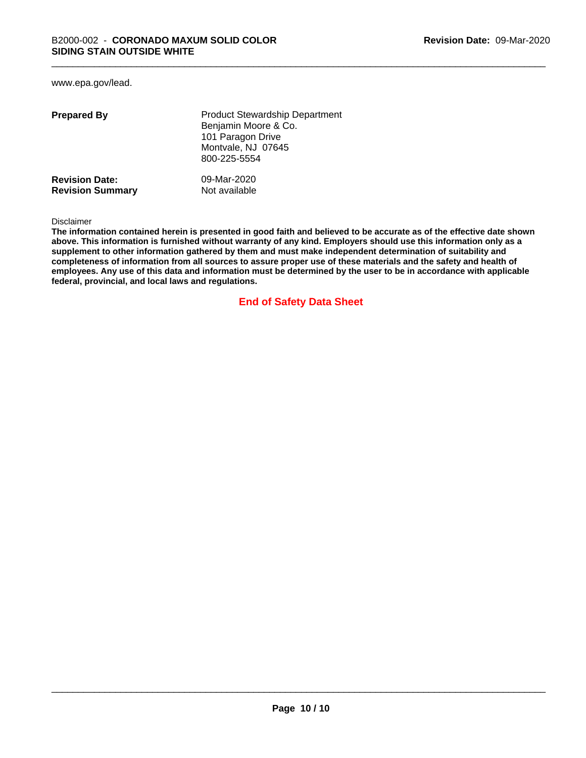www.epa.gov/lead.

| | |
|---|---|
| **Prepared By** | Product Stewardship Department<br>Benjamin Moore & Co.<br>101 Paragon Drive<br>Montvale, NJ 07645<br>800-225-5554 |
| **Revision Date:** | 09-Mar-2020 |
| **Revision Summary** | Not available |

Disclaimer

**The information contained herein is presented in good faith and believed to be accurate as of the effective date shown above. This information is furnished without warranty of any kind. Employers should use this information only as a supplement to other information gathered by them and must make independent determination of suitability and completeness of information from all sources to assure proper use of these materials and the safety and health of employees. Any use of this data and information must be determined by the user to be in accordance with applicable federal, provincial, and local laws and regulations.**

**End of Safety Data Sheet**